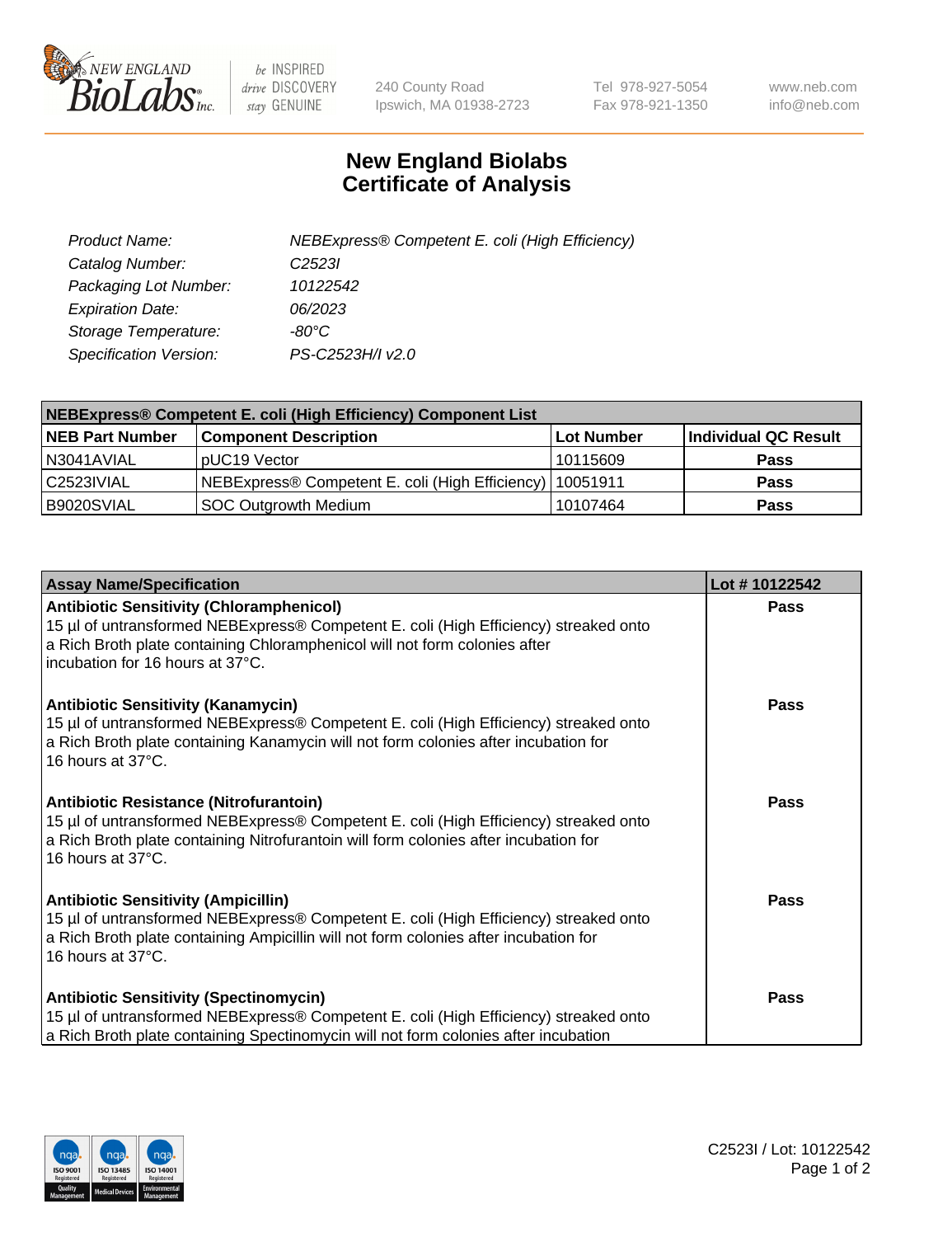240 County Road
Ipswich, MA 01938-2723

Tel 978-927-5054
Fax 978-921-1350

www.neb.com
info@neb.com

# New England Biolabs
# Certificate of Analysis

| | |
|---|---|
| *Product Name:* | *NEBExpress® Competent E. coli (High Efficiency)* |
| *Catalog Number:* | *C2523I* |
| *Packaging Lot Number:* | *10122542* |
| *Expiration Date:* | *06/2023* |
| *Storage Temperature:* | *-80°C* |
| *Specification Version:* | *PS-C2523H/I v2.0* |

| **NEBExpress® Competent E. coli (High Efficiency) Component List** | | | |
|---|---|---|---|
| **NEB Part Number** | **Component Description** | **Lot Number** | **Individual QC Result** |
| N3041AVIAL | pUC19 Vector | 10115609 | **Pass** |
| C2523IVIAL | NEBExpress® Competent E. coli (High Efficiency) | 10051911 | **Pass** |
| B9020SVIAL | SOC Outgrowth Medium | 10107464 | **Pass** |

| **Assay Name/Specification** | **Lot # 10122542** |
|---|---|
| **Antibiotic Sensitivity (Chloramphenicol)** 15 µl of untransformed NEBExpress® Competent E. coli (High Efficiency) streaked onto a Rich Broth plate containing Chloramphenicol will not form colonies after incubation for 16 hours at 37°C. | **Pass** |
| **Antibiotic Sensitivity (Kanamycin)** 15 µl of untransformed NEBExpress® Competent E. coli (High Efficiency) streaked onto a Rich Broth plate containing Kanamycin will not form colonies after incubation for 16 hours at 37°C. | **Pass** |
| **Antibiotic Resistance (Nitrofurantoin)** 15 µl of untransformed NEBExpress® Competent E. coli (High Efficiency) streaked onto a Rich Broth plate containing Nitrofurantoin will form colonies after incubation for 16 hours at 37°C. | **Pass** |
| **Antibiotic Sensitivity (Ampicillin)** 15 µl of untransformed NEBExpress® Competent E. coli (High Efficiency) streaked onto a Rich Broth plate containing Ampicillin will not form colonies after incubation for 16 hours at 37°C. | **Pass** |
| **Antibiotic Sensitivity (Spectinomycin)** 15 µl of untransformed NEBExpress® Competent E. coli (High Efficiency) streaked onto a Rich Broth plate containing Spectinomycin will not form colonies after incubation | **Pass** |

C2523I / Lot: 10122542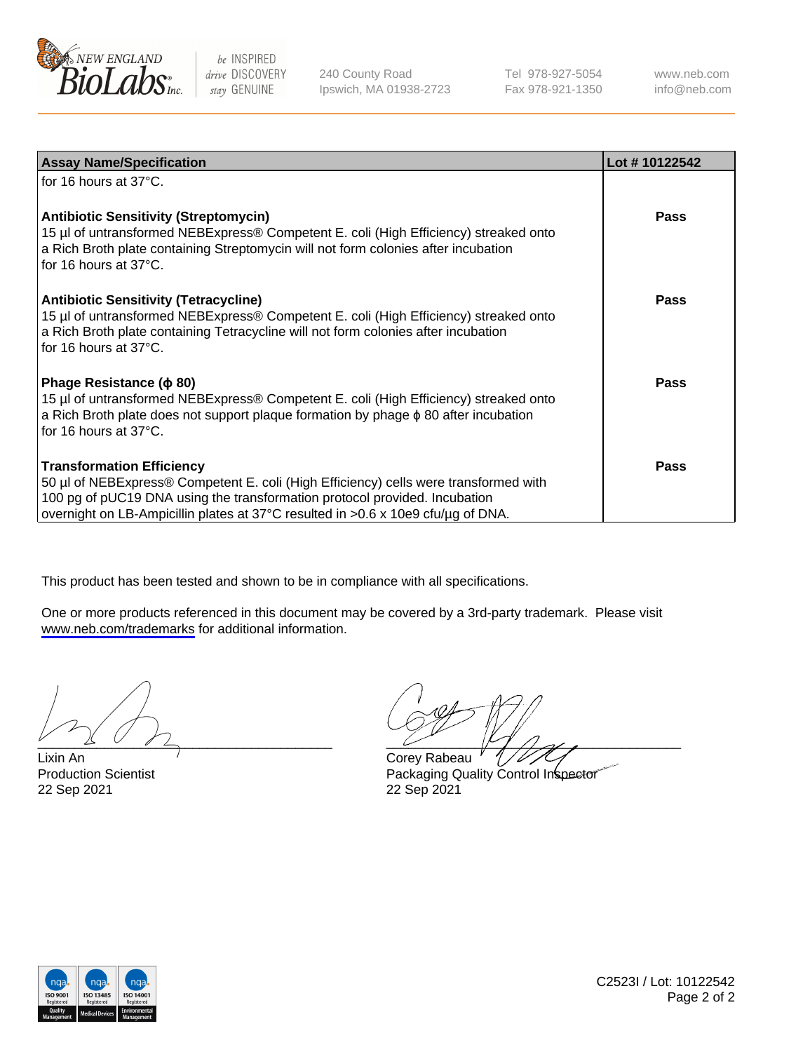| Assay Name/Specification | Lot # 10122542 |
| --- | --- |
| for 16 hours at 37°C. | |
| **Antibiotic Sensitivity (Streptomycin)**<br>15 µl of untransformed NEBExpress® Competent E. coli (High Efficiency) streaked onto a Rich Broth plate containing Streptomycin will not form colonies after incubation for 16 hours at 37°C. | **Pass** |
| **Antibiotic Sensitivity (Tetracycline)**<br>15 µl of untransformed NEBExpress® Competent E. coli (High Efficiency) streaked onto a Rich Broth plate containing Tetracycline will not form colonies after incubation for 16 hours at 37°C. | **Pass** |
| **Phage Resistance (ϕ 80)**<br>15 µl of untransformed NEBExpress® Competent E. coli (High Efficiency) streaked onto a Rich Broth plate does not support plaque formation by phage ϕ 80 after incubation for 16 hours at 37°C. | **Pass** |
| **Transformation Efficiency**<br>50 µl of NEBExpress® Competent E. coli (High Efficiency) cells were transformed with 100 pg of pUC19 DNA using the transformation protocol provided. Incubation overnight on LB-Ampicillin plates at 37°C resulted in >0.6 x 10e9 cfu/µg of DNA. | **Pass** |

This product has been tested and shown to be in compliance with all specifications.

One or more products referenced in this document may be covered by a 3rd-party trademark. Please visit www.neb.com/trademarks for additional information.

Lixin An
Production Scientist
22 Sep 2021

Corey Rabeau
Packaging Quality Control Inspector
22 Sep 2021

C2523I / Lot: 10122542